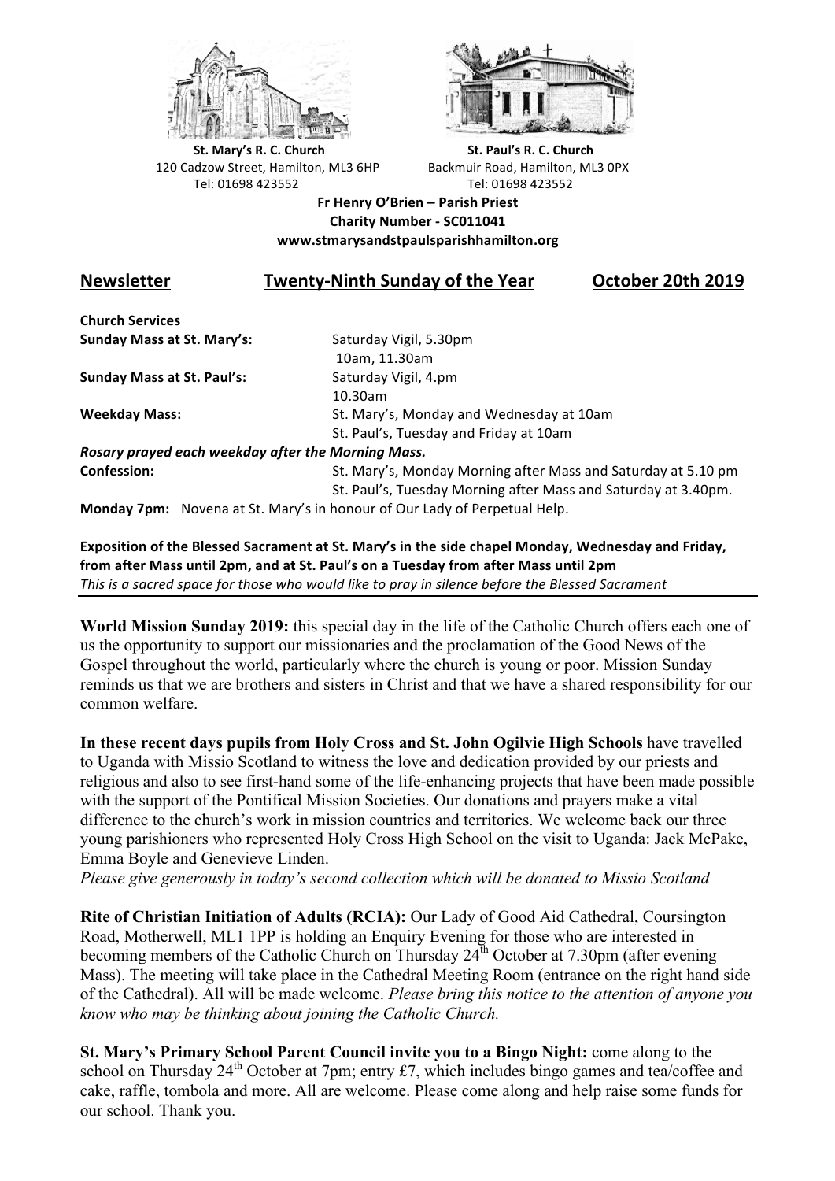**St. Mary's R. C. Church**
120 Cadzow Street, Hamilton, ML3 6HP
Tel: 01698 423552

**St. Paul's R. C. Church**
Backmuir Road, Hamilton, ML3 0PX
Tel: 01698 423552

**Fr Henry O'Brien – Parish Priest**
**Charity Number - SC011041**
**www.stmarysandstpaulsparishhamilton.org**

## Newsletter — Twenty-Ninth Sunday of the Year — October 20th 2019

**Church Services**

| | |
|---|---|
| **Sunday Mass at St. Mary's:** | Saturday Vigil, 5.30pm<br>10am, 11.30am |
| **Sunday Mass at St. Paul's:** | Saturday Vigil, 4.pm<br>10.30am |
| **Weekday Mass:** | St. Mary's, Monday and Wednesday at 10am<br>St. Paul's, Tuesday and Friday at 10am |

***Rosary prayed each weekday after the Morning Mass.***

| | |
|---|---|
| **Confession:** | St. Mary's, Monday Morning after Mass and Saturday at 5.10 pm<br>St. Paul's, Tuesday Morning after Mass and Saturday at 3.40pm. |

**Monday 7pm:** Novena at St. Mary's in honour of Our Lady of Perpetual Help.

**Exposition of the Blessed Sacrament at St. Mary's in the side chapel Monday, Wednesday and Friday, from after Mass until 2pm, and at St. Paul's on a Tuesday from after Mass until 2pm**
*This is a sacred space for those who would like to pray in silence before the Blessed Sacrament*

---

**World Mission Sunday 2019:** this special day in the life of the Catholic Church offers each one of us the opportunity to support our missionaries and the proclamation of the Good News of the Gospel throughout the world, particularly where the church is young or poor. Mission Sunday reminds us that we are brothers and sisters in Christ and that we have a shared responsibility for our common welfare.

**In these recent days pupils from Holy Cross and St. John Ogilvie High Schools** have travelled to Uganda with Missio Scotland to witness the love and dedication provided by our priests and religious and also to see first-hand some of the life-enhancing projects that have been made possible with the support of the Pontifical Mission Societies. Our donations and prayers make a vital difference to the church's work in mission countries and territories. We welcome back our three young parishioners who represented Holy Cross High School on the visit to Uganda: Jack McPake, Emma Boyle and Genevieve Linden.
*Please give generously in today's second collection which will be donated to Missio Scotland*

**Rite of Christian Initiation of Adults (RCIA):** Our Lady of Good Aid Cathedral, Coursington Road, Motherwell, ML1 1PP is holding an Enquiry Evening for those who are interested in becoming members of the Catholic Church on Thursday 24th October at 7.30pm (after evening Mass). The meeting will take place in the Cathedral Meeting Room (entrance on the right hand side of the Cathedral). All will be made welcome. *Please bring this notice to the attention of anyone you know who may be thinking about joining the Catholic Church.*

**St. Mary's Primary School Parent Council invite you to a Bingo Night:** come along to the school on Thursday 24th October at 7pm; entry £7, which includes bingo games and tea/coffee and cake, raffle, tombola and more. All are welcome. Please come along and help raise some funds for our school. Thank you.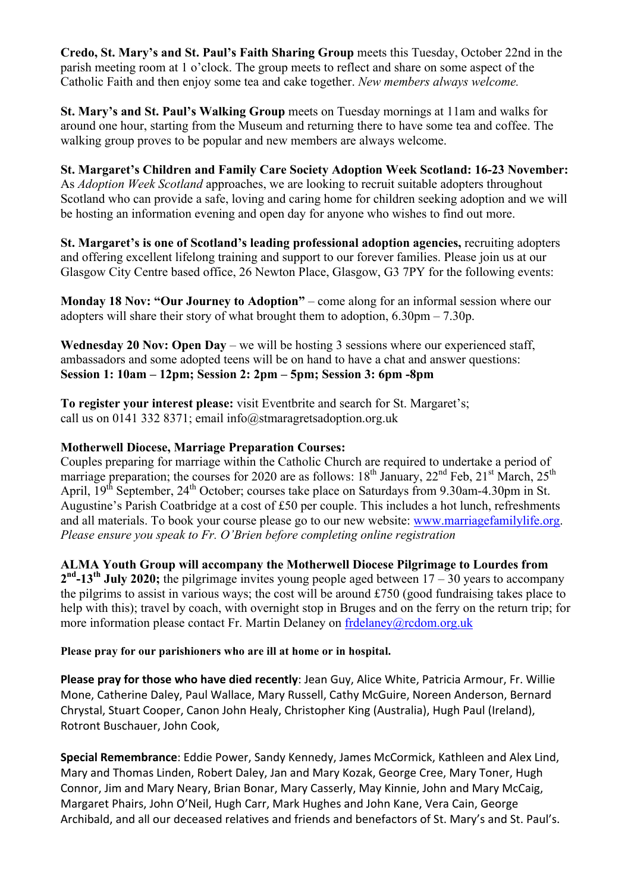**Credo, St. Mary's and St. Paul's Faith Sharing Group** meets this Tuesday, October 22nd in the parish meeting room at 1 o'clock. The group meets to reflect and share on some aspect of the Catholic Faith and then enjoy some tea and cake together. *New members always welcome.*

**St. Mary's and St. Paul's Walking Group** meets on Tuesday mornings at 11am and walks for around one hour, starting from the Museum and returning there to have some tea and coffee. The walking group proves to be popular and new members are always welcome.

**St. Margaret's Children and Family Care Society Adoption Week Scotland: 16-23 November:** As *Adoption Week Scotland* approaches, we are looking to recruit suitable adopters throughout Scotland who can provide a safe, loving and caring home for children seeking adoption and we will be hosting an information evening and open day for anyone who wishes to find out more.

**St. Margaret's is one of Scotland's leading professional adoption agencies,** recruiting adopters and offering excellent lifelong training and support to our forever families. Please join us at our Glasgow City Centre based office, 26 Newton Place, Glasgow, G3 7PY for the following events:

**Monday 18 Nov: "Our Journey to Adoption"** – come along for an informal session where our adopters will share their story of what brought them to adoption, 6.30pm – 7.30p.

**Wednesday 20 Nov: Open Day** – we will be hosting 3 sessions where our experienced staff, ambassadors and some adopted teens will be on hand to have a chat and answer questions: **Session 1: 10am – 12pm; Session 2: 2pm – 5pm; Session 3: 6pm -8pm**

**To register your interest please:** visit Eventbrite and search for St. Margaret's; call us on 0141 332 8371; email info@stmaragretsadoption.org.uk

**Motherwell Diocese, Marriage Preparation Courses:**
Couples preparing for marriage within the Catholic Church are required to undertake a period of marriage preparation; the courses for 2020 are as follows: 18th January, 22nd Feb, 21st March, 25th April, 19th September, 24th October; courses take place on Saturdays from 9.30am-4.30pm in St. Augustine's Parish Coatbridge at a cost of £50 per couple. This includes a hot lunch, refreshments and all materials. To book your course please go to our new website: www.marriagefamilylife.org. *Please ensure you speak to Fr. O'Brien before completing online registration*

**ALMA Youth Group will accompany the Motherwell Diocese Pilgrimage to Lourdes from 2nd-13th July 2020;** the pilgrimage invites young people aged between 17 – 30 years to accompany the pilgrims to assist in various ways; the cost will be around £750 (good fundraising takes place to help with this); travel by coach, with overnight stop in Bruges and on the ferry on the return trip; for more information please contact Fr. Martin Delaney on frdelaney@rcdom.org.uk

**Please pray for our parishioners who are ill at home or in hospital.**

**Please pray for those who have died recently**: Jean Guy, Alice White, Patricia Armour, Fr. Willie Mone, Catherine Daley, Paul Wallace, Mary Russell, Cathy McGuire, Noreen Anderson, Bernard Chrystal, Stuart Cooper, Canon John Healy, Christopher King (Australia), Hugh Paul (Ireland), Rotront Buschauer, John Cook,

**Special Remembrance**: Eddie Power, Sandy Kennedy, James McCormick, Kathleen and Alex Lind, Mary and Thomas Linden, Robert Daley, Jan and Mary Kozak, George Cree, Mary Toner, Hugh Connor, Jim and Mary Neary, Brian Bonar, Mary Casserly, May Kinnie, John and Mary McCaig, Margaret Phairs, John O'Neil, Hugh Carr, Mark Hughes and John Kane, Vera Cain, George Archibald, and all our deceased relatives and friends and benefactors of St. Mary's and St. Paul's.